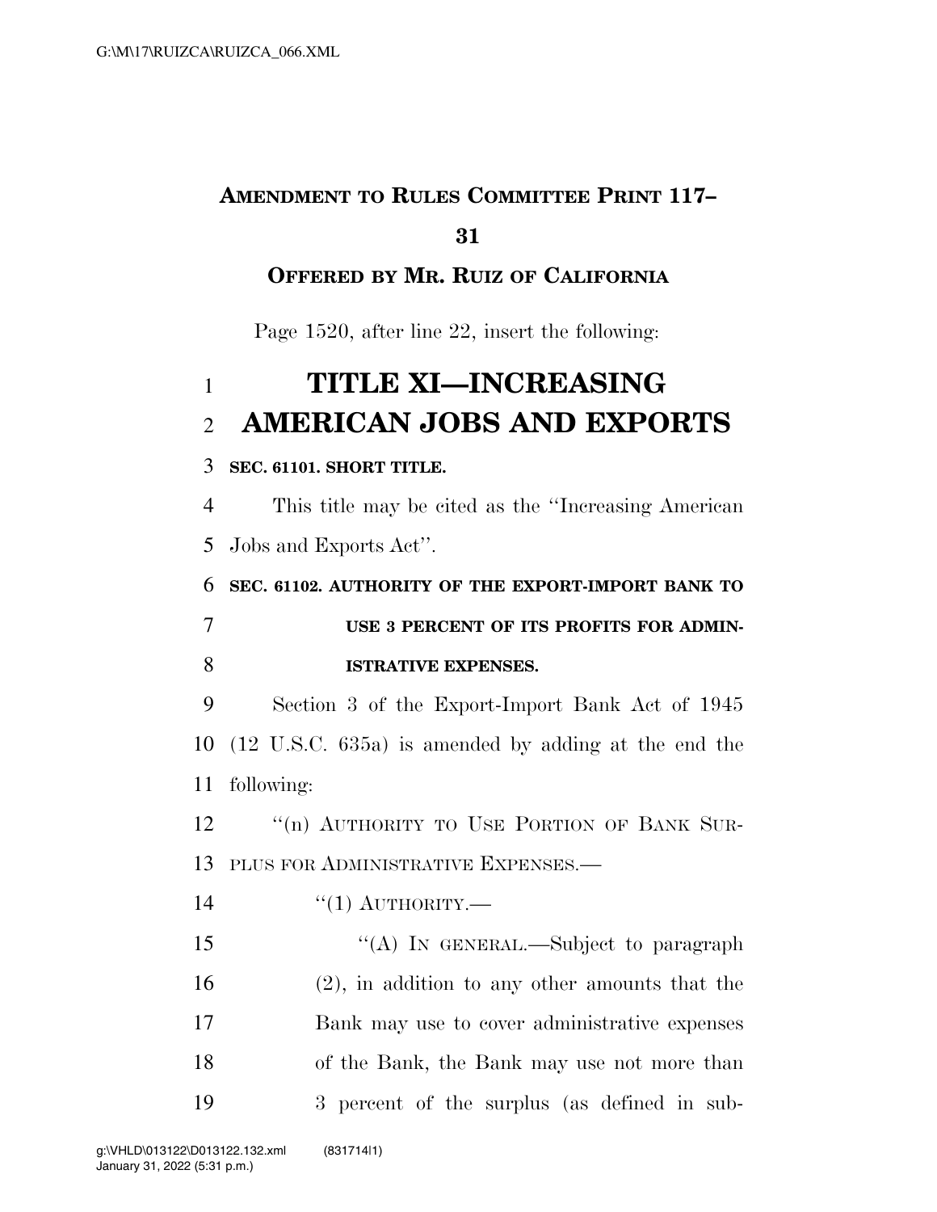**AMENDMENT TO RULES COMMITTEE PRINT 117–31**

**OFFERED BY MR. RUIZ OF CALIFORNIA**

Page 1520, after line 22, insert the following:

# TITLE XI—INCREASING AMERICAN JOBS AND EXPORTS

**SEC. 61101. SHORT TITLE.**

This title may be cited as the ''Increasing American Jobs and Exports Act''.

**SEC. 61102. AUTHORITY OF THE EXPORT-IMPORT BANK TO USE 3 PERCENT OF ITS PROFITS FOR ADMINISTRATIVE EXPENSES.**

Section 3 of the Export-Import Bank Act of 1945 (12 U.S.C. 635a) is amended by adding at the end the following:

''(n) AUTHORITY TO USE PORTION OF BANK SURPLUS FOR ADMINISTRATIVE EXPENSES.—

''(1) AUTHORITY.—

''(A) IN GENERAL.—Subject to paragraph (2), in addition to any other amounts that the Bank may use to cover administrative expenses of the Bank, the Bank may use not more than 3 percent of the surplus (as defined in sub-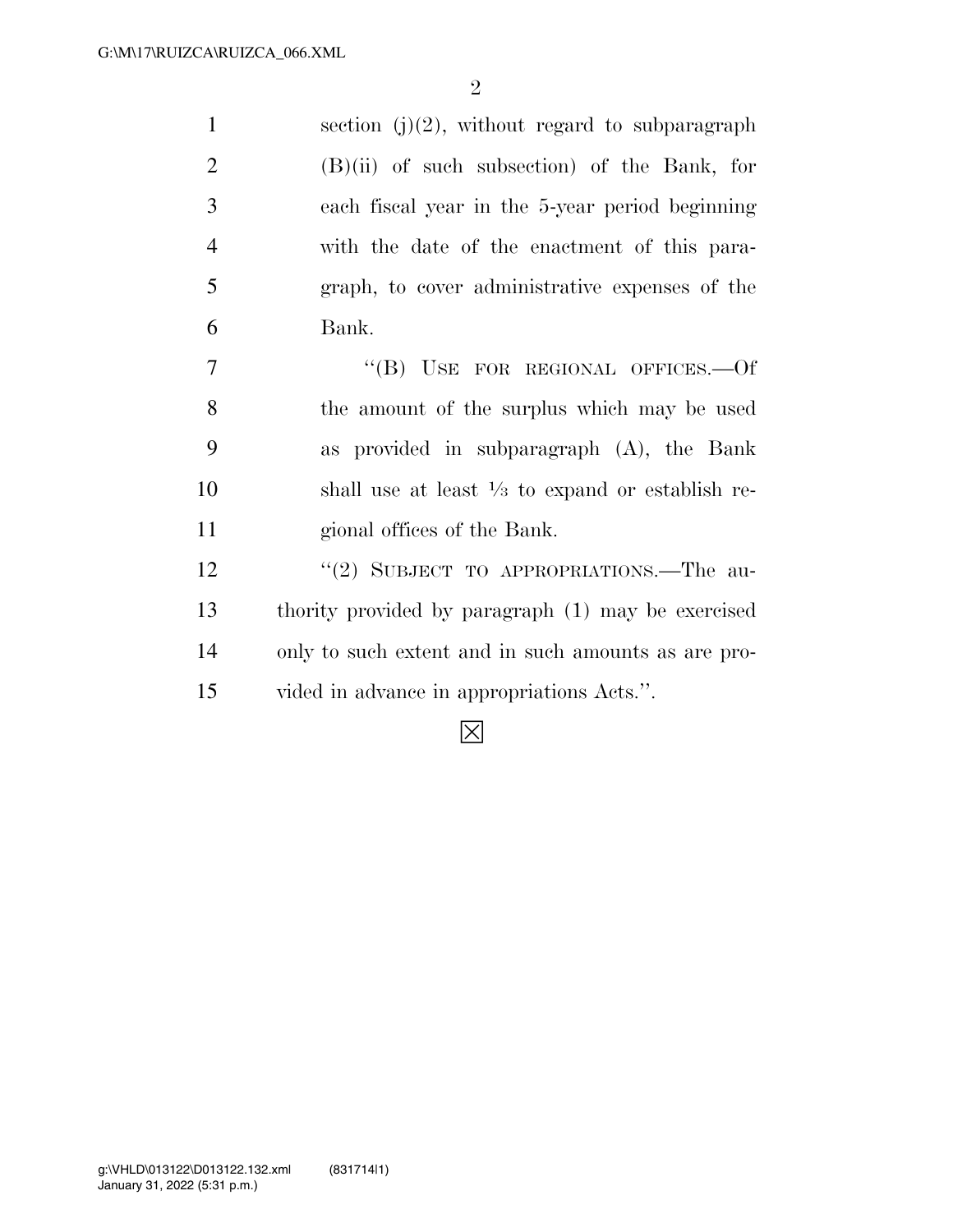section (j)(2), without regard to subparagraph (B)(ii) of such subsection) of the Bank, for each fiscal year in the 5-year period beginning with the date of the enactment of this paragraph, to cover administrative expenses of the Bank.

"(B) USE FOR REGIONAL OFFICES.—Of the amount of the surplus which may be used as provided in subparagraph (A), the Bank shall use at least ⅓ to expand or establish regional offices of the Bank.

"(2) SUBJECT TO APPROPRIATIONS.—The authority provided by paragraph (1) may be exercised only to such extent and in such amounts as are provided in advance in appropriations Acts.".